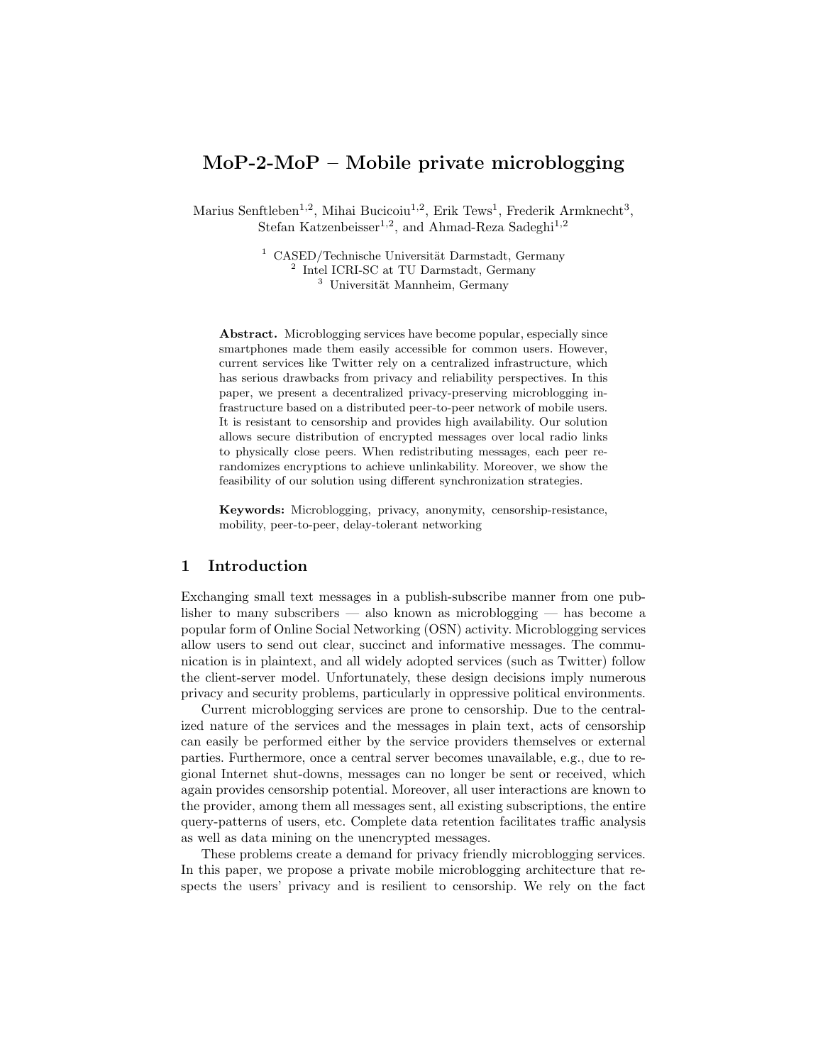# MoP-2-MoP – Mobile private microblogging

Marius Senftleben[1,2], Mihai Bucicoiu[1,2], Erik Tews[1], Frederik Armknecht[3], Stefan Katzenbeisser[1,2], and Ahmad-Reza Sadeghi[1,2]

[1] CASED/Technische Universität Darmstadt, Germany
[2] Intel ICRI-SC at TU Darmstadt, Germany
[3] Universität Mannheim, Germany

**Abstract.** Microblogging services have become popular, especially since smartphones made them easily accessible for common users. However, current services like Twitter rely on a centralized infrastructure, which has serious drawbacks from privacy and reliability perspectives. In this paper, we present a decentralized privacy-preserving microblogging infrastructure based on a distributed peer-to-peer network of mobile users. It is resistant to censorship and provides high availability. Our solution allows secure distribution of encrypted messages over local radio links to physically close peers. When redistributing messages, each peer rerandomizes encryptions to achieve unlinkability. Moreover, we show the feasibility of our solution using different synchronization strategies.

**Keywords:** Microblogging, privacy, anonymity, censorship-resistance, mobility, peer-to-peer, delay-tolerant networking

## 1 Introduction

Exchanging small text messages in a publish-subscribe manner from one publisher to many subscribers — also known as microblogging — has become a popular form of Online Social Networking (OSN) activity. Microblogging services allow users to send out clear, succinct and informative messages. The communication is in plaintext, and all widely adopted services (such as Twitter) follow the client-server model. Unfortunately, these design decisions imply numerous privacy and security problems, particularly in oppressive political environments.

Current microblogging services are prone to censorship. Due to the centralized nature of the services and the messages in plain text, acts of censorship can easily be performed either by the service providers themselves or external parties. Furthermore, once a central server becomes unavailable, e.g., due to regional Internet shut-downs, messages can no longer be sent or received, which again provides censorship potential. Moreover, all user interactions are known to the provider, among them all messages sent, all existing subscriptions, the entire query-patterns of users, etc. Complete data retention facilitates traffic analysis as well as data mining on the unencrypted messages.

These problems create a demand for privacy friendly microblogging services. In this paper, we propose a private mobile microblogging architecture that respects the users' privacy and is resilient to censorship. We rely on the fact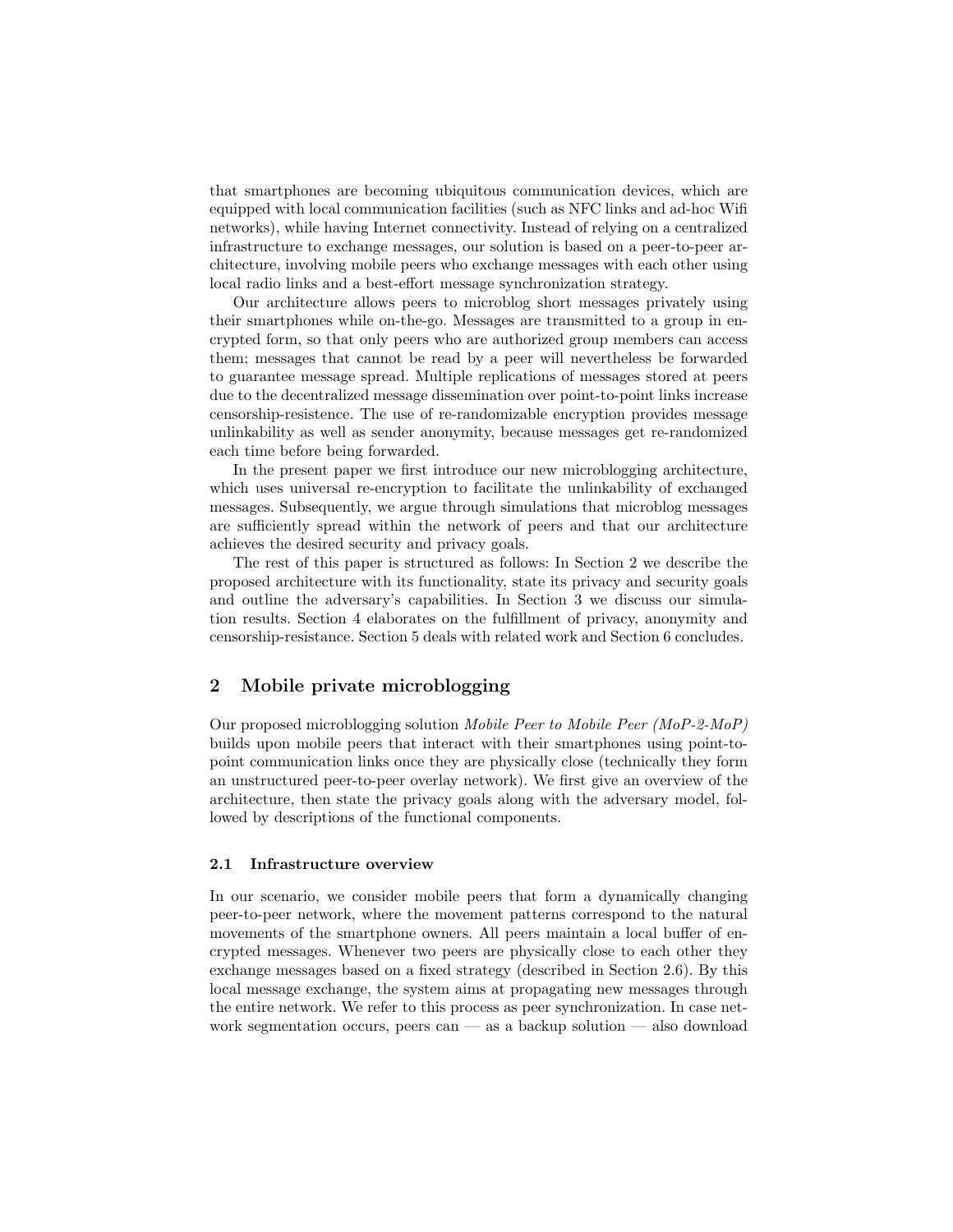that smartphones are becoming ubiquitous communication devices, which are equipped with local communication facilities (such as NFC links and ad-hoc Wifi networks), while having Internet connectivity. Instead of relying on a centralized infrastructure to exchange messages, our solution is based on a peer-to-peer architecture, involving mobile peers who exchange messages with each other using local radio links and a best-effort message synchronization strategy.

Our architecture allows peers to microblog short messages privately using their smartphones while on-the-go. Messages are transmitted to a group in encrypted form, so that only peers who are authorized group members can access them; messages that cannot be read by a peer will nevertheless be forwarded to guarantee message spread. Multiple replications of messages stored at peers due to the decentralized message dissemination over point-to-point links increase censorship-resistence. The use of re-randomizable encryption provides message unlinkability as well as sender anonymity, because messages get re-randomized each time before being forwarded.

In the present paper we first introduce our new microblogging architecture, which uses universal re-encryption to facilitate the unlinkability of exchanged messages. Subsequently, we argue through simulations that microblog messages are sufficiently spread within the network of peers and that our architecture achieves the desired security and privacy goals.

The rest of this paper is structured as follows: In Section 2 we describe the proposed architecture with its functionality, state its privacy and security goals and outline the adversary's capabilities. In Section 3 we discuss our simulation results. Section 4 elaborates on the fulfillment of privacy, anonymity and censorship-resistance. Section 5 deals with related work and Section 6 concludes.

## 2 Mobile private microblogging

Our proposed microblogging solution *Mobile Peer to Mobile Peer (MoP-2-MoP)* builds upon mobile peers that interact with their smartphones using point-to-point communication links once they are physically close (technically they form an unstructured peer-to-peer overlay network). We first give an overview of the architecture, then state the privacy goals along with the adversary model, followed by descriptions of the functional components.

### 2.1 Infrastructure overview

In our scenario, we consider mobile peers that form a dynamically changing peer-to-peer network, where the movement patterns correspond to the natural movements of the smartphone owners. All peers maintain a local buffer of encrypted messages. Whenever two peers are physically close to each other they exchange messages based on a fixed strategy (described in Section 2.6). By this local message exchange, the system aims at propagating new messages through the entire network. We refer to this process as peer synchronization. In case network segmentation occurs, peers can — as a backup solution — also download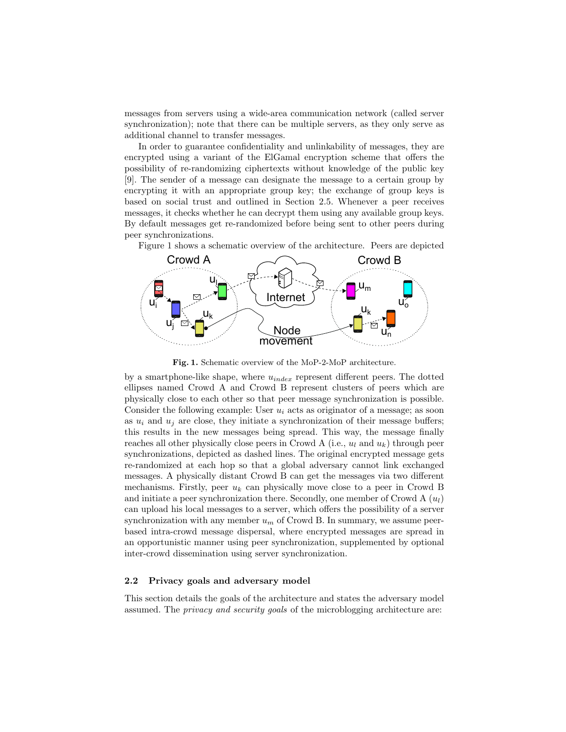messages from servers using a wide-area communication network (called server synchronization); note that there can be multiple servers, as they only serve as additional channel to transfer messages.

In order to guarantee confidentiality and unlinkability of messages, they are encrypted using a variant of the ElGamal encryption scheme that offers the possibility of re-randomizing ciphertexts without knowledge of the public key [9]. The sender of a message can designate the message to a certain group by encrypting it with an appropriate group key; the exchange of group keys is based on social trust and outlined in Section 2.5. Whenever a peer receives messages, it checks whether he can decrypt them using any available group keys. By default messages get re-randomized before being sent to other peers during peer synchronizations.

Figure 1 shows a schematic overview of the architecture. Peers are depicted

**Fig. 1.** Schematic overview of the MoP-2-MoP architecture.

by a smartphone-like shape, where $u_{index}$ represent different peers. The dotted ellipses named Crowd A and Crowd B represent clusters of peers which are physically close to each other so that peer message synchronization is possible. Consider the following example: User $u_i$ acts as originator of a message; as soon as $u_i$ and $u_j$ are close, they initiate a synchronization of their message buffers; this results in the new messages being spread. This way, the message finally reaches all other physically close peers in Crowd A (i.e., $u_l$ and $u_k$) through peer synchronizations, depicted as dashed lines. The original encrypted message gets re-randomized at each hop so that a global adversary cannot link exchanged messages. A physically distant Crowd B can get the messages via two different mechanisms. Firstly, peer $u_k$ can physically move close to a peer in Crowd B and initiate a peer synchronization there. Secondly, one member of Crowd A ($u_l$) can upload his local messages to a server, which offers the possibility of a server synchronization with any member $u_m$ of Crowd B. In summary, we assume peer-based intra-crowd message dispersal, where encrypted messages are spread in an opportunistic manner using peer synchronization, supplemented by optional inter-crowd dissemination using server synchronization.

### 2.2 Privacy goals and adversary model

This section details the goals of the architecture and states the adversary model assumed. The *privacy and security goals* of the microblogging architecture are: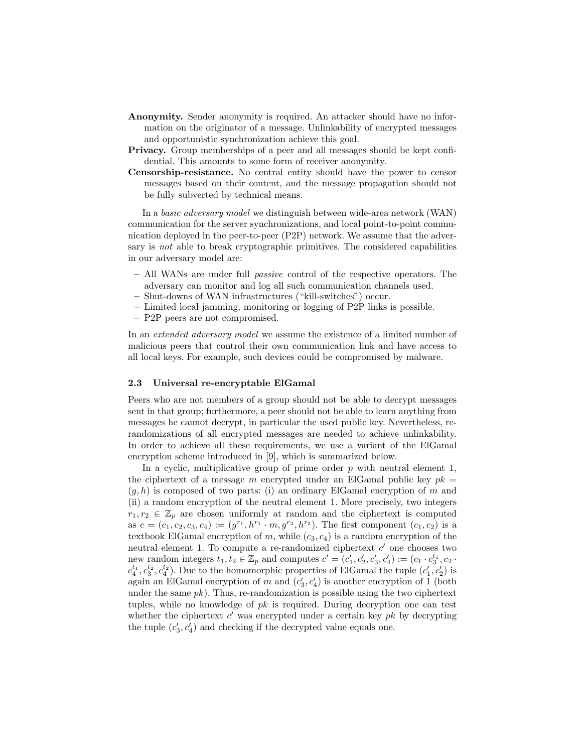**Anonymity.** Sender anonymity is required. An attacker should have no information on the originator of a message. Unlinkability of encrypted messages and opportunistic synchronization achieve this goal.

**Privacy.** Group memberships of a peer and all messages should be kept confidential. This amounts to some form of receiver anonymity.

**Censorship-resistance.** No central entity should have the power to censor messages based on their content, and the message propagation should not be fully subverted by technical means.

In a *basic adversary model* we distinguish between wide-area network (WAN) communication for the server synchronizations, and local point-to-point communication deployed in the peer-to-peer (P2P) network. We assume that the adversary is *not* able to break cryptographic primitives. The considered capabilities in our adversary model are:

- All WANs are under full *passive* control of the respective operators. The adversary can monitor and log all such communication channels used.
- Shut-downs of WAN infrastructures ("kill-switches") occur.
- Limited local jamming, monitoring or logging of P2P links is possible.
- P2P peers are not compromised.

In an *extended adversary model* we assume the existence of a limited number of malicious peers that control their own communication link and have access to all local keys. For example, such devices could be compromised by malware.

### 2.3 Universal re-encryptable ElGamal

Peers who are not members of a group should not be able to decrypt messages sent in that group; furthermore, a peer should not be able to learn anything from messages he cannot decrypt, in particular the used public key. Nevertheless, re-randomizations of all encrypted messages are needed to achieve unlinkability. In order to achieve all these requirements, we use a variant of the ElGamal encryption scheme introduced in [9], which is summarized below.

In a cyclic, multiplicative group of prime order $p$ with neutral element 1, the ciphertext of a message $m$ encrypted under an ElGamal public key $pk = (g, h)$ is composed of two parts: (i) an ordinary ElGamal encryption of $m$ and (ii) a random encryption of the neutral element 1. More precisely, two integers $r_1, r_2 \in \mathbb{Z}_p$ are chosen uniformly at random and the ciphertext is computed as $c = (c_1, c_2, c_3, c_4) := (g^{r_1}, h^{r_1} \cdot m, g^{r_2}, h^{r_2})$. The first component $(c_1, c_2)$ is a textbook ElGamal encryption of $m$, while $(c_3, c_4)$ is a random encryption of the neutral element 1. To compute a re-randomized ciphertext $c'$ one chooses two new random integers $t_1, t_2 \in \mathbb{Z}_p$ and computes $c' = (c'_1, c'_2, c'_3, c'_4) := (c_1 \cdot c_3^{t_1}, c_2 \cdot c_4^{t_1}, c_3^{t_2}, c_4^{t_2})$. Due to the homomorphic properties of ElGamal the tuple $(c'_1, c'_2)$ is again an ElGamal encryption of $m$ and $(c'_3, c'_4)$ is another encryption of 1 (both under the same $pk$). Thus, re-randomization is possible using the two ciphertext tuples, while no knowledge of $pk$ is required. During decryption one can test whether the ciphertext $c'$ was encrypted under a certain key $pk$ by decrypting the tuple $(c'_3, c'_4)$ and checking if the decrypted value equals one.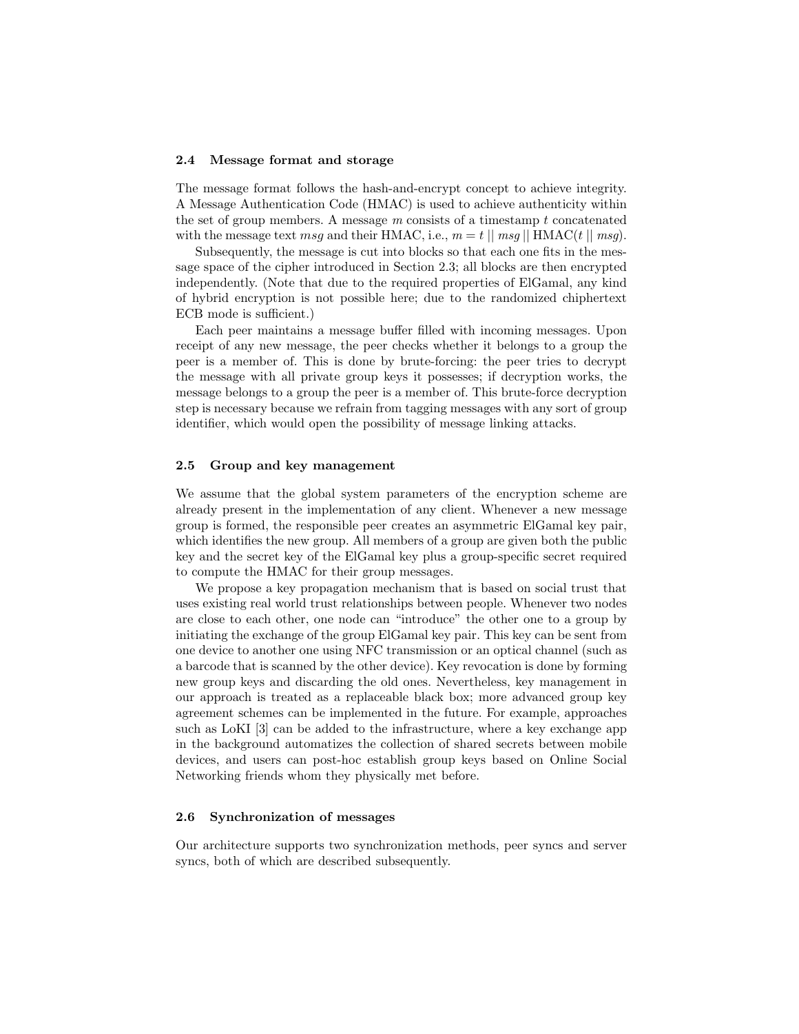### 2.4 Message format and storage

The message format follows the hash-and-encrypt concept to achieve integrity. A Message Authentication Code (HMAC) is used to achieve authenticity within the set of group members. A message $m$ consists of a timestamp $t$ concatenated with the message text $msg$ and their HMAC, i.e., $m = t \mid\mid msg \mid\mid \text{HMAC}(t \mid\mid msg)$.

Subsequently, the message is cut into blocks so that each one fits in the message space of the cipher introduced in Section 2.3; all blocks are then encrypted independently. (Note that due to the required properties of ElGamal, any kind of hybrid encryption is not possible here; due to the randomized chiphertext ECB mode is sufficient.)

Each peer maintains a message buffer filled with incoming messages. Upon receipt of any new message, the peer checks whether it belongs to a group the peer is a member of. This is done by brute-forcing: the peer tries to decrypt the message with all private group keys it possesses; if decryption works, the message belongs to a group the peer is a member of. This brute-force decryption step is necessary because we refrain from tagging messages with any sort of group identifier, which would open the possibility of message linking attacks.

### 2.5 Group and key management

We assume that the global system parameters of the encryption scheme are already present in the implementation of any client. Whenever a new message group is formed, the responsible peer creates an asymmetric ElGamal key pair, which identifies the new group. All members of a group are given both the public key and the secret key of the ElGamal key plus a group-specific secret required to compute the HMAC for their group messages.

We propose a key propagation mechanism that is based on social trust that uses existing real world trust relationships between people. Whenever two nodes are close to each other, one node can "introduce" the other one to a group by initiating the exchange of the group ElGamal key pair. This key can be sent from one device to another one using NFC transmission or an optical channel (such as a barcode that is scanned by the other device). Key revocation is done by forming new group keys and discarding the old ones. Nevertheless, key management in our approach is treated as a replaceable black box; more advanced group key agreement schemes can be implemented in the future. For example, approaches such as LoKI [3] can be added to the infrastructure, where a key exchange app in the background automatizes the collection of shared secrets between mobile devices, and users can post-hoc establish group keys based on Online Social Networking friends whom they physically met before.

### 2.6 Synchronization of messages

Our architecture supports two synchronization methods, peer syncs and server syncs, both of which are described subsequently.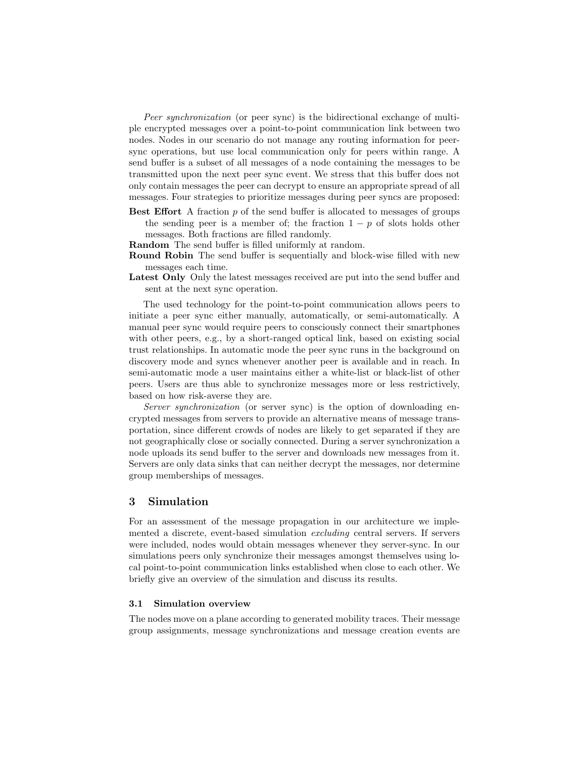*Peer synchronization* (or peer sync) is the bidirectional exchange of multiple encrypted messages over a point-to-point communication link between two nodes. Nodes in our scenario do not manage any routing information for peer-sync operations, but use local communication only for peers within range. A send buffer is a subset of all messages of a node containing the messages to be transmitted upon the next peer sync event. We stress that this buffer does not only contain messages the peer can decrypt to ensure an appropriate spread of all messages. Four strategies to prioritize messages during peer syncs are proposed:

**Best Effort** A fraction $p$ of the send buffer is allocated to messages of groups the sending peer is a member of; the fraction $1 - p$ of slots holds other messages. Both fractions are filled randomly.

**Random** The send buffer is filled uniformly at random.

**Round Robin** The send buffer is sequentially and block-wise filled with new messages each time.

**Latest Only** Only the latest messages received are put into the send buffer and sent at the next sync operation.

The used technology for the point-to-point communication allows peers to initiate a peer sync either manually, automatically, or semi-automatically. A manual peer sync would require peers to consciously connect their smartphones with other peers, e.g., by a short-ranged optical link, based on existing social trust relationships. In automatic mode the peer sync runs in the background on discovery mode and syncs whenever another peer is available and in reach. In semi-automatic mode a user maintains either a white-list or black-list of other peers. Users are thus able to synchronize messages more or less restrictively, based on how risk-averse they are.

*Server synchronization* (or server sync) is the option of downloading encrypted messages from servers to provide an alternative means of message transportation, since different crowds of nodes are likely to get separated if they are not geographically close or socially connected. During a server synchronization a node uploads its send buffer to the server and downloads new messages from it. Servers are only data sinks that can neither decrypt the messages, nor determine group memberships of messages.

## 3 Simulation

For an assessment of the message propagation in our architecture we implemented a discrete, event-based simulation *excluding* central servers. If servers were included, nodes would obtain messages whenever they server-sync. In our simulations peers only synchronize their messages amongst themselves using local point-to-point communication links established when close to each other. We briefly give an overview of the simulation and discuss its results.

### 3.1 Simulation overview

The nodes move on a plane according to generated mobility traces. Their message group assignments, message synchronizations and message creation events are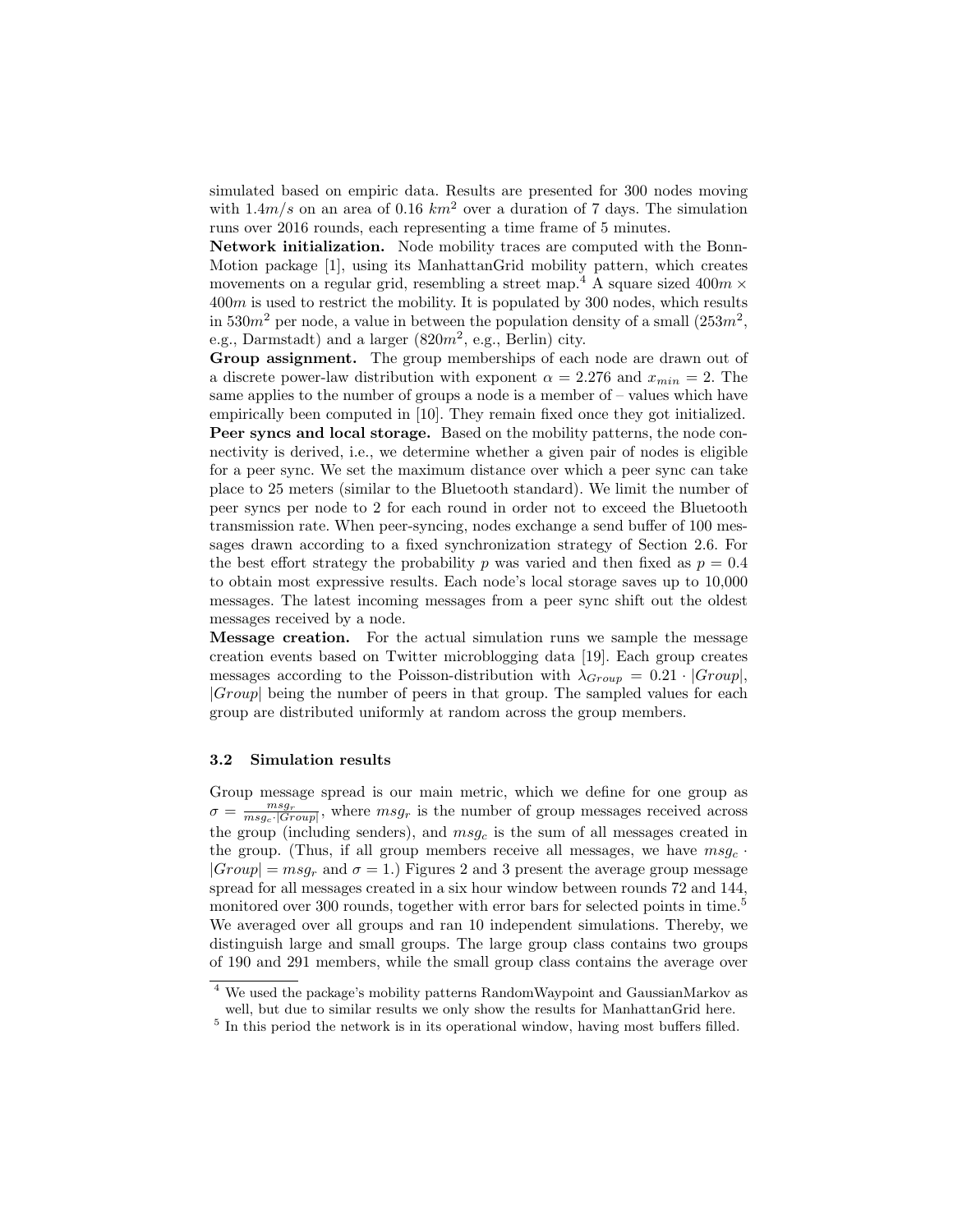simulated based on empiric data. Results are presented for 300 nodes moving with $1.4m/s$ on an area of $0.16\ km^2$ over a duration of 7 days. The simulation runs over 2016 rounds, each representing a time frame of 5 minutes.

**Network initialization.** Node mobility traces are computed with the Bonn-Motion package [1], using its ManhattanGrid mobility pattern, which creates movements on a regular grid, resembling a street map.[4] A square sized $400m \times 400m$ is used to restrict the mobility. It is populated by 300 nodes, which results in $530m^2$ per node, a value in between the population density of a small ($253m^2$, e.g., Darmstadt) and a larger ($820m^2$, e.g., Berlin) city.

**Group assignment.** The group memberships of each node are drawn out of a discrete power-law distribution with exponent $\alpha = 2.276$ and $x_{min} = 2$. The same applies to the number of groups a node is a member of – values which have empirically been computed in [10]. They remain fixed once they got initialized.

**Peer syncs and local storage.** Based on the mobility patterns, the node connectivity is derived, i.e., we determine whether a given pair of nodes is eligible for a peer sync. We set the maximum distance over which a peer sync can take place to 25 meters (similar to the Bluetooth standard). We limit the number of peer syncs per node to 2 for each round in order not to exceed the Bluetooth transmission rate. When peer-syncing, nodes exchange a send buffer of 100 messages drawn according to a fixed synchronization strategy of Section 2.6. For the best effort strategy the probability $p$ was varied and then fixed as $p = 0.4$ to obtain most expressive results. Each node's local storage saves up to 10,000 messages. The latest incoming messages from a peer sync shift out the oldest messages received by a node.

**Message creation.** For the actual simulation runs we sample the message creation events based on Twitter microblogging data [19]. Each group creates messages according to the Poisson-distribution with $\lambda_{Group} = 0.21 \cdot |Group|$, $|Group|$ being the number of peers in that group. The sampled values for each group are distributed uniformly at random across the group members.

### 3.2 Simulation results

Group message spread is our main metric, which we define for one group as $\sigma = \frac{msg_r}{msg_c \cdot |Group|}$, where $msg_r$ is the number of group messages received across the group (including senders), and $msg_c$ is the sum of all messages created in the group. (Thus, if all group members receive all messages, we have $msg_c \cdot |Group| = msg_r$ and $\sigma = 1$.) Figures 2 and 3 present the average group message spread for all messages created in a six hour window between rounds 72 and 144, monitored over 300 rounds, together with error bars for selected points in time.[5] We averaged over all groups and ran 10 independent simulations. Thereby, we distinguish large and small groups. The large group class contains two groups of 190 and 291 members, while the small group class contains the average over

[4] We used the package's mobility patterns RandomWaypoint and GaussianMarkov as well, but due to similar results we only show the results for ManhattanGrid here.

[5] In this period the network is in its operational window, having most buffers filled.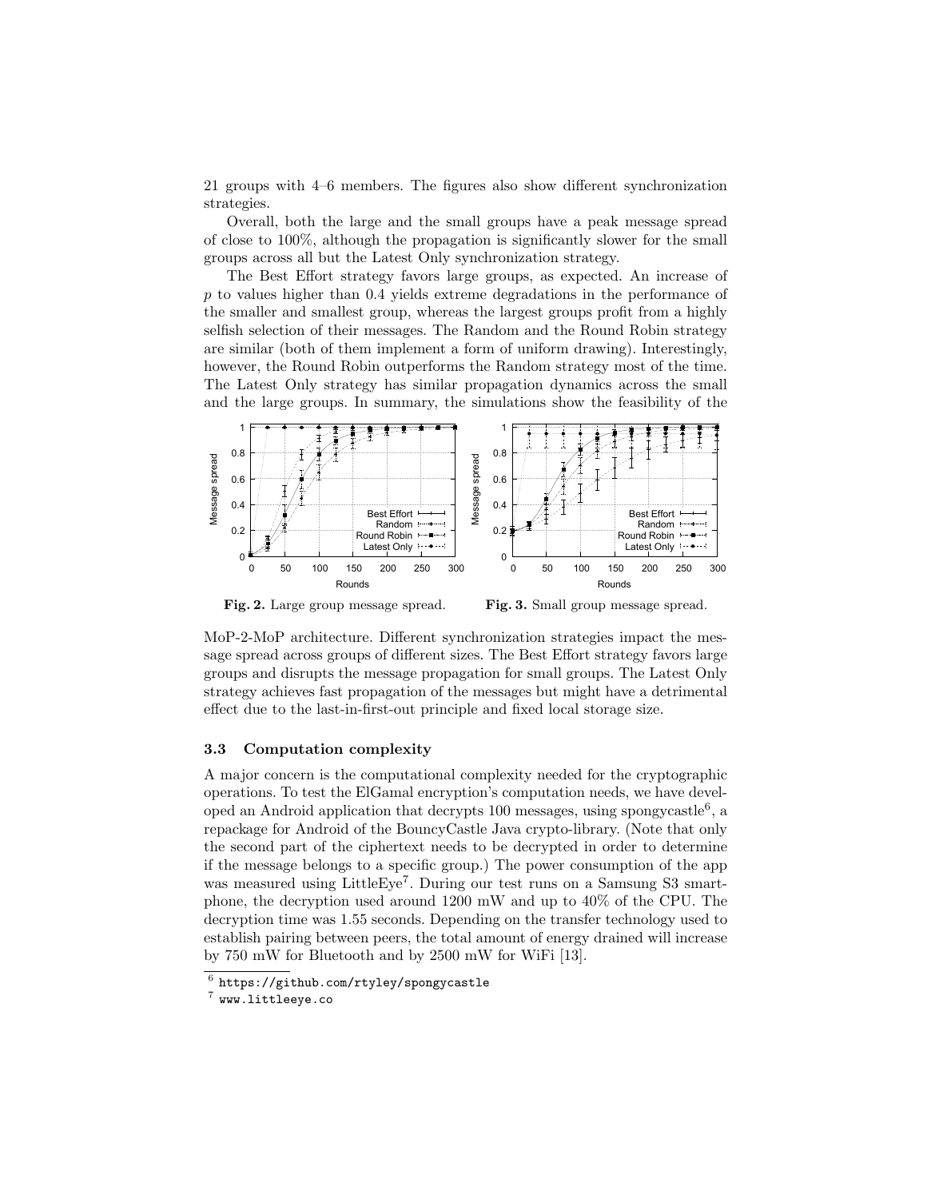21 groups with 4–6 members. The figures also show different synchronization strategies.

Overall, both the large and the small groups have a peak message spread of close to 100%, although the propagation is significantly slower for the small groups across all but the Latest Only synchronization strategy.

The Best Effort strategy favors large groups, as expected. An increase of $p$ to values higher than 0.4 yields extreme degradations in the performance of the smaller and smallest group, whereas the largest groups profit from a highly selfish selection of their messages. The Random and the Round Robin strategy are similar (both of them implement a form of uniform drawing). Interestingly, however, the Round Robin outperforms the Random strategy most of the time. The Latest Only strategy has similar propagation dynamics across the small and the large groups. In summary, the simulations show the feasibility of the MoP-2-MoP architecture. Different synchronization strategies impact the message spread across groups of different sizes. The Best Effort strategy favors large groups and disrupts the message propagation for small groups. The Latest Only strategy achieves fast propagation of the messages but might have a detrimental effect due to the last-in-first-out principle and fixed local storage size.

**Fig. 2.** Large group message spread.

**Fig. 3.** Small group message spread.

### 3.3 Computation complexity

A major concern is the computational complexity needed for the cryptographic operations. To test the ElGamal encryption's computation needs, we have developed an Android application that decrypts 100 messages, using spongycastle[6], a repackage for Android of the BouncyCastle Java crypto-library. (Note that only the second part of the ciphertext needs to be decrypted in order to determine if the message belongs to a specific group.) The power consumption of the app was measured using LittleEye[7]. During our test runs on a Samsung S3 smartphone, the decryption used around 1200 mW and up to 40% of the CPU. The decryption time was 1.55 seconds. Depending on the transfer technology used to establish pairing between peers, the total amount of energy drained will increase by 750 mW for Bluetooth and by 2500 mW for WiFi [13].

[6] https://github.com/rtyley/spongycastle

[7] www.littleeye.co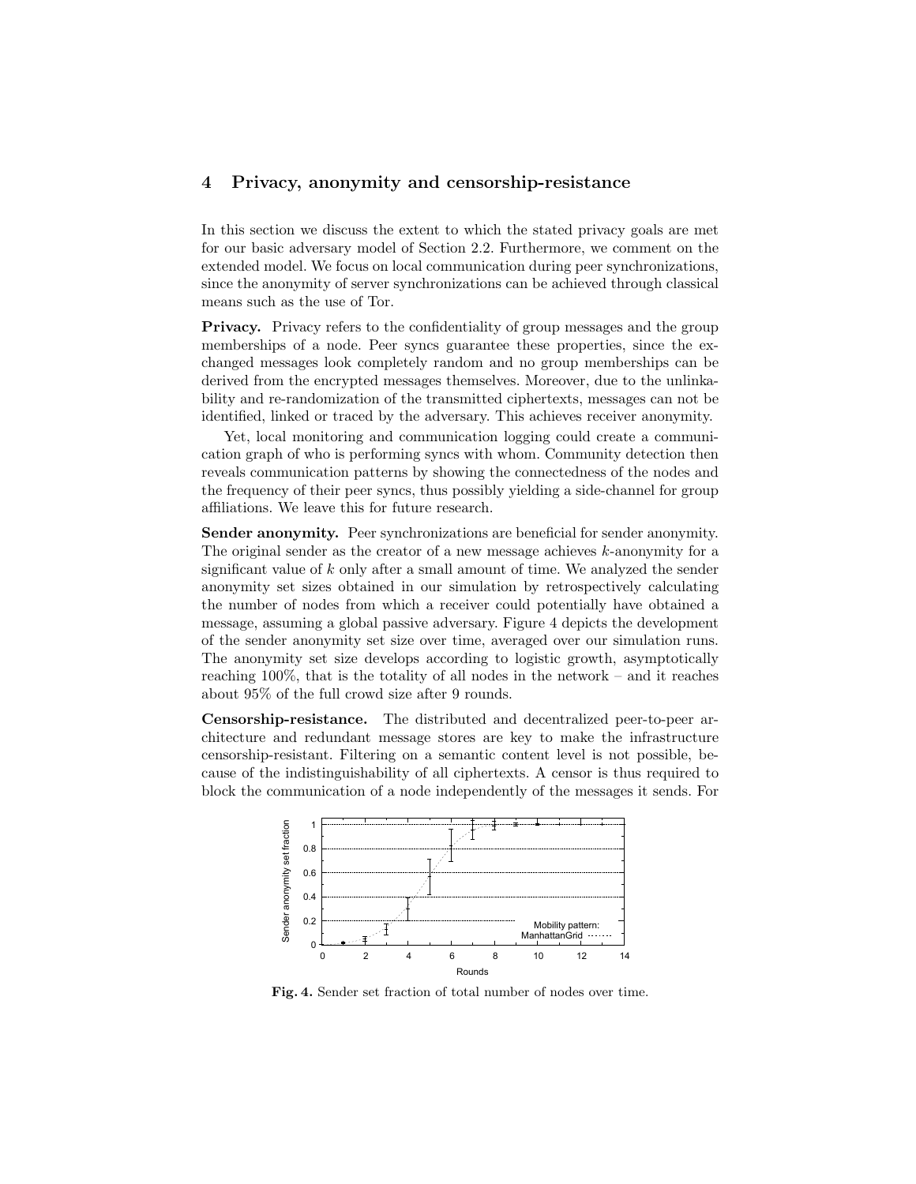## 4 Privacy, anonymity and censorship-resistance

In this section we discuss the extent to which the stated privacy goals are met for our basic adversary model of Section 2.2. Furthermore, we comment on the extended model. We focus on local communication during peer synchronizations, since the anonymity of server synchronizations can be achieved through classical means such as the use of Tor.

**Privacy.** Privacy refers to the confidentiality of group messages and the group memberships of a node. Peer syncs guarantee these properties, since the exchanged messages look completely random and no group memberships can be derived from the encrypted messages themselves. Moreover, due to the unlinkability and re-randomization of the transmitted ciphertexts, messages can not be identified, linked or traced by the adversary. This achieves receiver anonymity.

Yet, local monitoring and communication logging could create a communication graph of who is performing syncs with whom. Community detection then reveals communication patterns by showing the connectedness of the nodes and the frequency of their peer syncs, thus possibly yielding a side-channel for group affiliations. We leave this for future research.

**Sender anonymity.** Peer synchronizations are beneficial for sender anonymity. The original sender as the creator of a new message achieves $k$-anonymity for a significant value of $k$ only after a small amount of time. We analyzed the sender anonymity set sizes obtained in our simulation by retrospectively calculating the number of nodes from which a receiver could potentially have obtained a message, assuming a global passive adversary. Figure 4 depicts the development of the sender anonymity set size over time, averaged over our simulation runs. The anonymity set size develops according to logistic growth, asymptotically reaching 100%, that is the totality of all nodes in the network – and it reaches about 95% of the full crowd size after 9 rounds.

**Censorship-resistance.** The distributed and decentralized peer-to-peer architecture and redundant message stores are key to make the infrastructure censorship-resistant. Filtering on a semantic content level is not possible, because of the indistinguishability of all ciphertexts. A censor is thus required to block the communication of a node independently of the messages it sends. For

**Fig. 4.** Sender set fraction of total number of nodes over time.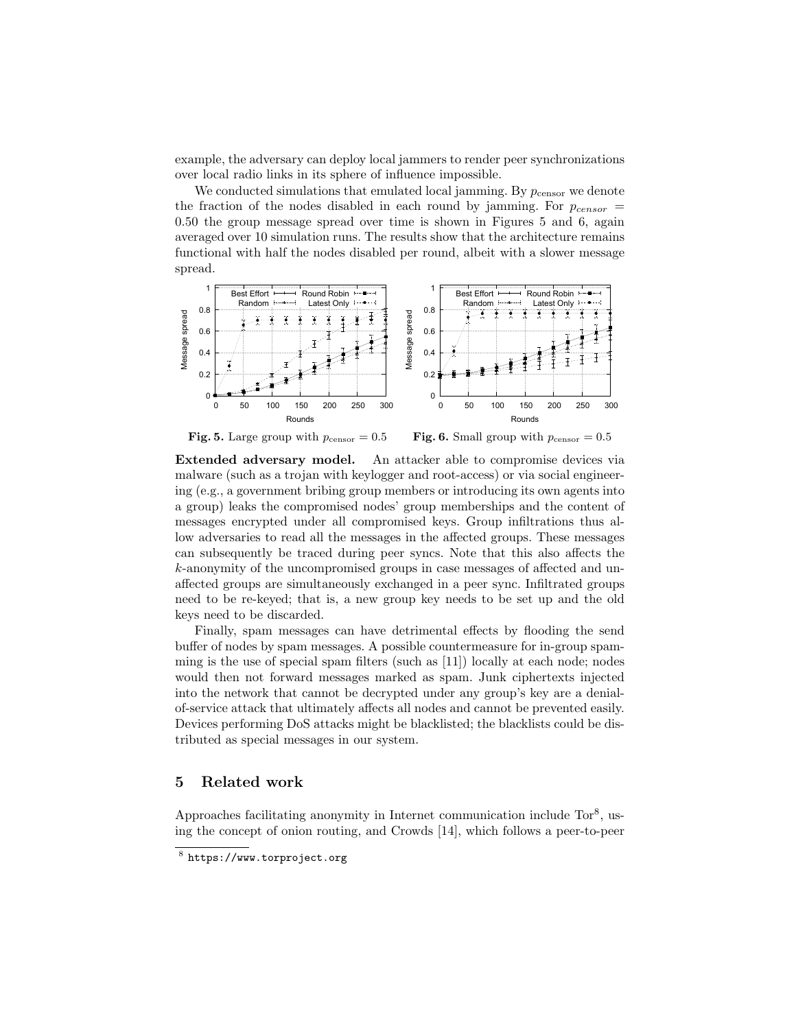example, the adversary can deploy local jammers to render peer synchronizations over local radio links in its sphere of influence impossible.

We conducted simulations that emulated local jamming. By $p_{\text{censor}}$ we denote the fraction of the nodes disabled in each round by jamming. For $p_{censor} = 0.50$ the group message spread over time is shown in Figures 5 and 6, again averaged over 10 simulation runs. The results show that the architecture remains functional with half the nodes disabled per round, albeit with a slower message spread.

**Fig. 5.** Large group with $p_{\text{censor}} = 0.5$

**Fig. 6.** Small group with $p_{\text{censor}} = 0.5$

**Extended adversary model.** An attacker able to compromise devices via malware (such as a trojan with keylogger and root-access) or via social engineering (e.g., a government bribing group members or introducing its own agents into a group) leaks the compromised nodes' group memberships and the content of messages encrypted under all compromised keys. Group infiltrations thus allow adversaries to read all the messages in the affected groups. These messages can subsequently be traced during peer syncs. Note that this also affects the $k$-anonymity of the uncompromised groups in case messages of affected and unaffected groups are simultaneously exchanged in a peer sync. Infiltrated groups need to be re-keyed; that is, a new group key needs to be set up and the old keys need to be discarded.

Finally, spam messages can have detrimental effects by flooding the send buffer of nodes by spam messages. A possible countermeasure for in-group spamming is the use of special spam filters (such as [11]) locally at each node; nodes would then not forward messages marked as spam. Junk ciphertexts injected into the network that cannot be decrypted under any group's key are a denial-of-service attack that ultimately affects all nodes and cannot be prevented easily. Devices performing DoS attacks might be blacklisted; the blacklists could be distributed as special messages in our system.

## 5 Related work

Approaches facilitating anonymity in Internet communication include Tor[8], using the concept of onion routing, and Crowds [14], which follows a peer-to-peer

[8] `https://www.torproject.org`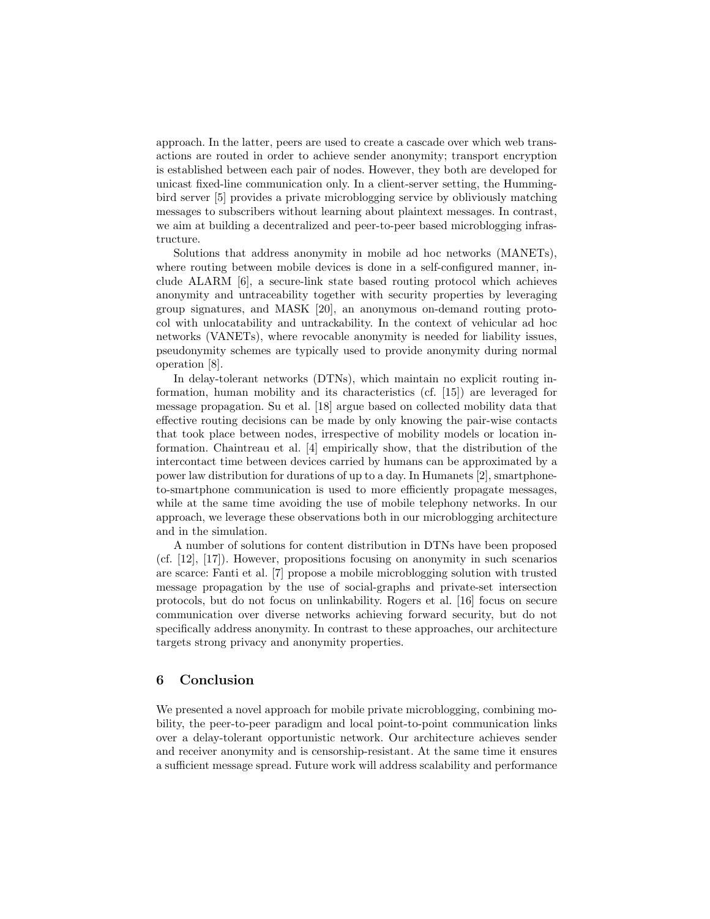approach. In the latter, peers are used to create a cascade over which web transactions are routed in order to achieve sender anonymity; transport encryption is established between each pair of nodes. However, they both are developed for unicast fixed-line communication only. In a client-server setting, the Hummingbird server [5] provides a private microblogging service by obliviously matching messages to subscribers without learning about plaintext messages. In contrast, we aim at building a decentralized and peer-to-peer based microblogging infrastructure.

Solutions that address anonymity in mobile ad hoc networks (MANETs), where routing between mobile devices is done in a self-configured manner, include ALARM [6], a secure-link state based routing protocol which achieves anonymity and untraceability together with security properties by leveraging group signatures, and MASK [20], an anonymous on-demand routing protocol with unlocatability and untrackability. In the context of vehicular ad hoc networks (VANETs), where revocable anonymity is needed for liability issues, pseudonymity schemes are typically used to provide anonymity during normal operation [8].

In delay-tolerant networks (DTNs), which maintain no explicit routing information, human mobility and its characteristics (cf. [15]) are leveraged for message propagation. Su et al. [18] argue based on collected mobility data that effective routing decisions can be made by only knowing the pair-wise contacts that took place between nodes, irrespective of mobility models or location information. Chaintreau et al. [4] empirically show, that the distribution of the intercontact time between devices carried by humans can be approximated by a power law distribution for durations of up to a day. In Humanets [2], smartphone-to-smartphone communication is used to more efficiently propagate messages, while at the same time avoiding the use of mobile telephony networks. In our approach, we leverage these observations both in our microblogging architecture and in the simulation.

A number of solutions for content distribution in DTNs have been proposed (cf. [12], [17]). However, propositions focusing on anonymity in such scenarios are scarce: Fanti et al. [7] propose a mobile microblogging solution with trusted message propagation by the use of social-graphs and private-set intersection protocols, but do not focus on unlinkability. Rogers et al. [16] focus on secure communication over diverse networks achieving forward security, but do not specifically address anonymity. In contrast to these approaches, our architecture targets strong privacy and anonymity properties.

## 6 Conclusion

We presented a novel approach for mobile private microblogging, combining mobility, the peer-to-peer paradigm and local point-to-point communication links over a delay-tolerant opportunistic network. Our architecture achieves sender and receiver anonymity and is censorship-resistant. At the same time it ensures a sufficient message spread. Future work will address scalability and performance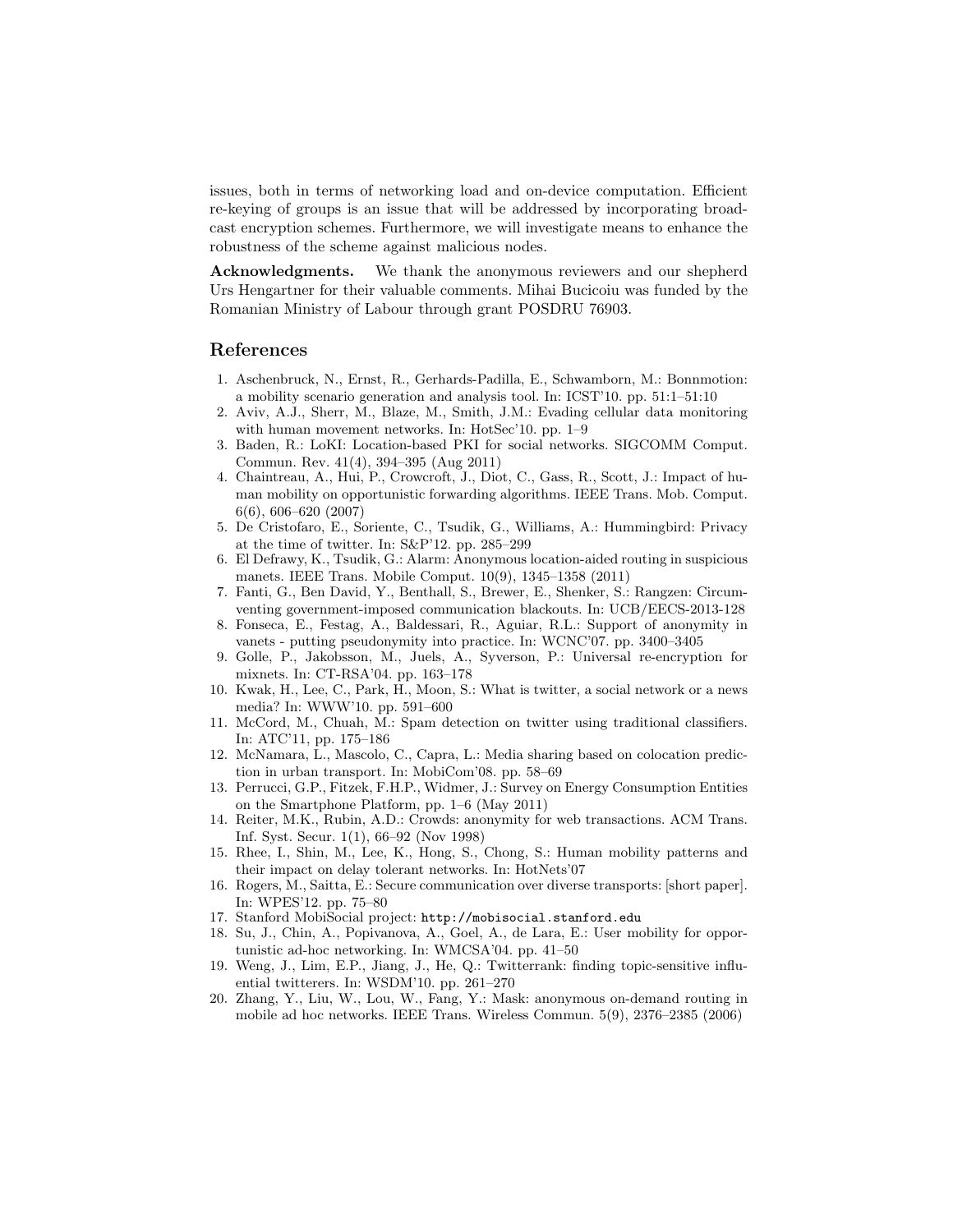issues, both in terms of networking load and on-device computation. Efficient re-keying of groups is an issue that will be addressed by incorporating broadcast encryption schemes. Furthermore, we will investigate means to enhance the robustness of the scheme against malicious nodes.

**Acknowledgments.** We thank the anonymous reviewers and our shepherd Urs Hengartner for their valuable comments. Mihai Bucicoiu was funded by the Romanian Ministry of Labour through grant POSDRU 76903.

## References

1. Aschenbruck, N., Ernst, R., Gerhards-Padilla, E., Schwamborn, M.: Bonnmotion: a mobility scenario generation and analysis tool. In: ICST'10. pp. 51:1–51:10
2. Aviv, A.J., Sherr, M., Blaze, M., Smith, J.M.: Evading cellular data monitoring with human movement networks. In: HotSec'10. pp. 1–9
3. Baden, R.: LoKI: Location-based PKI for social networks. SIGCOMM Comput. Commun. Rev. 41(4), 394–395 (Aug 2011)
4. Chaintreau, A., Hui, P., Crowcroft, J., Diot, C., Gass, R., Scott, J.: Impact of human mobility on opportunistic forwarding algorithms. IEEE Trans. Mob. Comput. 6(6), 606–620 (2007)
5. De Cristofaro, E., Soriente, C., Tsudik, G., Williams, A.: Hummingbird: Privacy at the time of twitter. In: S&P'12. pp. 285–299
6. El Defrawy, K., Tsudik, G.: Alarm: Anonymous location-aided routing in suspicious manets. IEEE Trans. Mobile Comput. 10(9), 1345–1358 (2011)
7. Fanti, G., Ben David, Y., Benthall, S., Brewer, E., Shenker, S.: Rangzen: Circumventing government-imposed communication blackouts. In: UCB/EECS-2013-128
8. Fonseca, E., Festag, A., Baldessari, R., Aguiar, R.L.: Support of anonymity in vanets - putting pseudonymity into practice. In: WCNC'07. pp. 3400–3405
9. Golle, P., Jakobsson, M., Juels, A., Syverson, P.: Universal re-encryption for mixnets. In: CT-RSA'04. pp. 163–178
10. Kwak, H., Lee, C., Park, H., Moon, S.: What is twitter, a social network or a news media? In: WWW'10. pp. 591–600
11. McCord, M., Chuah, M.: Spam detection on twitter using traditional classifiers. In: ATC'11, pp. 175–186
12. McNamara, L., Mascolo, C., Capra, L.: Media sharing based on colocation prediction in urban transport. In: MobiCom'08. pp. 58–69
13. Perrucci, G.P., Fitzek, F.H.P., Widmer, J.: Survey on Energy Consumption Entities on the Smartphone Platform, pp. 1–6 (May 2011)
14. Reiter, M.K., Rubin, A.D.: Crowds: anonymity for web transactions. ACM Trans. Inf. Syst. Secur. 1(1), 66–92 (Nov 1998)
15. Rhee, I., Shin, M., Lee, K., Hong, S., Chong, S.: Human mobility patterns and their impact on delay tolerant networks. In: HotNets'07
16. Rogers, M., Saitta, E.: Secure communication over diverse transports: [short paper]. In: WPES'12. pp. 75–80
17. Stanford MobiSocial project: `http://mobisocial.stanford.edu`
18. Su, J., Chin, A., Popivanova, A., Goel, A., de Lara, E.: User mobility for opportunistic ad-hoc networking. In: WMCSA'04. pp. 41–50
19. Weng, J., Lim, E.P., Jiang, J., He, Q.: Twitterrank: finding topic-sensitive influential twitterers. In: WSDM'10. pp. 261–270
20. Zhang, Y., Liu, W., Lou, W., Fang, Y.: Mask: anonymous on-demand routing in mobile ad hoc networks. IEEE Trans. Wireless Commun. 5(9), 2376–2385 (2006)